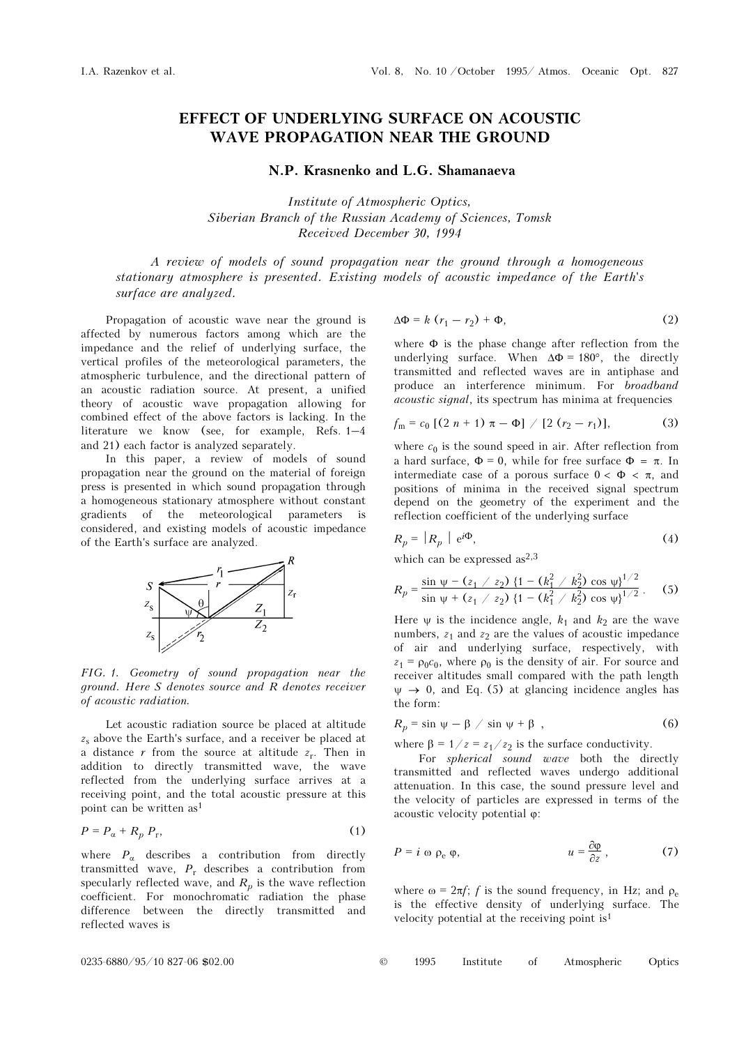# EFFECT OF UNDERLYING SURFACE ON ACOUSTIC WAVE PROPAGATION NEAR THE GROUND

**N.P. Krasnenko and L.G. Shamanaeva**

*Institute of Atmospheric Optics,*
*Siberian Branch of the Russian Academy of Sciences, Tomsk*
*Received December 30, 1994*

*A review of models of sound propagation near the ground through a homogeneous stationary atmosphere is presented. Existing models of acoustic impedance of the Earth's surface are analyzed.*

Propagation of acoustic wave near the ground is affected by numerous factors among which are the impedance and the relief of underlying surface, the vertical profiles of the meteorological parameters, the atmospheric turbulence, and the directional pattern of an acoustic radiation source. At present, a unified theory of acoustic wave propagation allowing for combined effect of the above factors is lacking. In the literature we know (see, for example, Refs. 1–4 and 21) each factor is analyzed separately.

In this paper, a review of models of sound propagation near the ground on the material of foreign press is presented in which sound propagation through a homogeneous stationary atmosphere without constant gradients of the meteorological parameters is considered, and existing models of acoustic impedance of the Earth's surface are analyzed.

*FIG. 1. Geometry of sound propagation near the ground. Here S denotes source and R denotes receiver of acoustic radiation.*

Let acoustic radiation source be placed at altitude $z_s$ above the Earth's surface, and a receiver be placed at a distance $r$ from the source at altitude $z_r$. Then in addition to directly transmitted wave, the wave reflected from the underlying surface arrives at a receiving point, and the total acoustic pressure at this point can be written as[1]

$$P = P_\alpha + R_p\, P_r, \tag{1}$$

where $P_\alpha$ describes a contribution from directly transmitted wave, $P_r$ describes a contribution from specularly reflected wave, and $R_p$ is the wave reflection coefficient. For monochromatic radiation the phase difference between the directly transmitted and reflected waves is

$$\Delta\Phi = k\,(r_1 - r_2) + \Phi, \tag{2}$$

where $\Phi$ is the phase change after reflection from the underlying surface. When $\Delta\Phi = 180°$, the directly transmitted and reflected waves are in antiphase and produce an interference minimum. For *broadband acoustic signal*, its spectrum has minima at frequencies

$$f_m = c_0\,[(2\,n + 1)\,\pi - \Phi]\,/\,[2\,(r_2 - r_1)], \tag{3}$$

where $c_0$ is the sound speed in air. After reflection from a hard surface, $\Phi = 0$, while for free surface $\Phi = \pi$. In intermediate case of a porous surface $0 < \Phi < \pi$, and positions of minima in the received signal spectrum depend on the geometry of the experiment and the reflection coefficient of the underlying surface

$$R_p = |R_p|\; e^{i\Phi}, \tag{4}$$

which can be expressed as[2,3]

$$R_p = \frac{\sin\psi - (z_1\,/\,z_2)\,\{1 - (k_1^2\,/\,k_2^2)\cos\psi\}^{1/2}}{\sin\psi + (z_1\,/\,z_2)\,\{1 - (k_1^2\,/\,k_2^2)\cos\psi\}^{1/2}}\,. \tag{5}$$

Here $\psi$ is the incidence angle, $k_1$ and $k_2$ are the wave numbers, $z_1$ and $z_2$ are the values of acoustic impedance of air and underlying surface, respectively, with $z_1 = \rho_0 c_0$, where $\rho_0$ is the density of air. For source and receiver altitudes small compared with the path length $\psi \to 0$, and Eq. (5) at glancing incidence angles has the form:

$$R_p = \sin\psi - \beta\,/\,\sin\psi + \beta\,, \tag{6}$$

where $\beta = 1/z = z_1/z_2$ is the surface conductivity.

For *spherical sound wave* both the directly transmitted and reflected waves undergo additional attenuation. In this case, the sound pressure level and the velocity of particles are expressed in terms of the acoustic velocity potential $\varphi$:

$$P = i\,\omega\,\rho_e\,\varphi, \qquad\qquad u = \frac{\partial\varphi}{\partial z}\,, \tag{7}$$

where $\omega = 2\pi f$; $f$ is the sound frequency, in Hz; and $\rho_e$ is the effective density of underlying surface. The velocity potential at the receiving point is[1]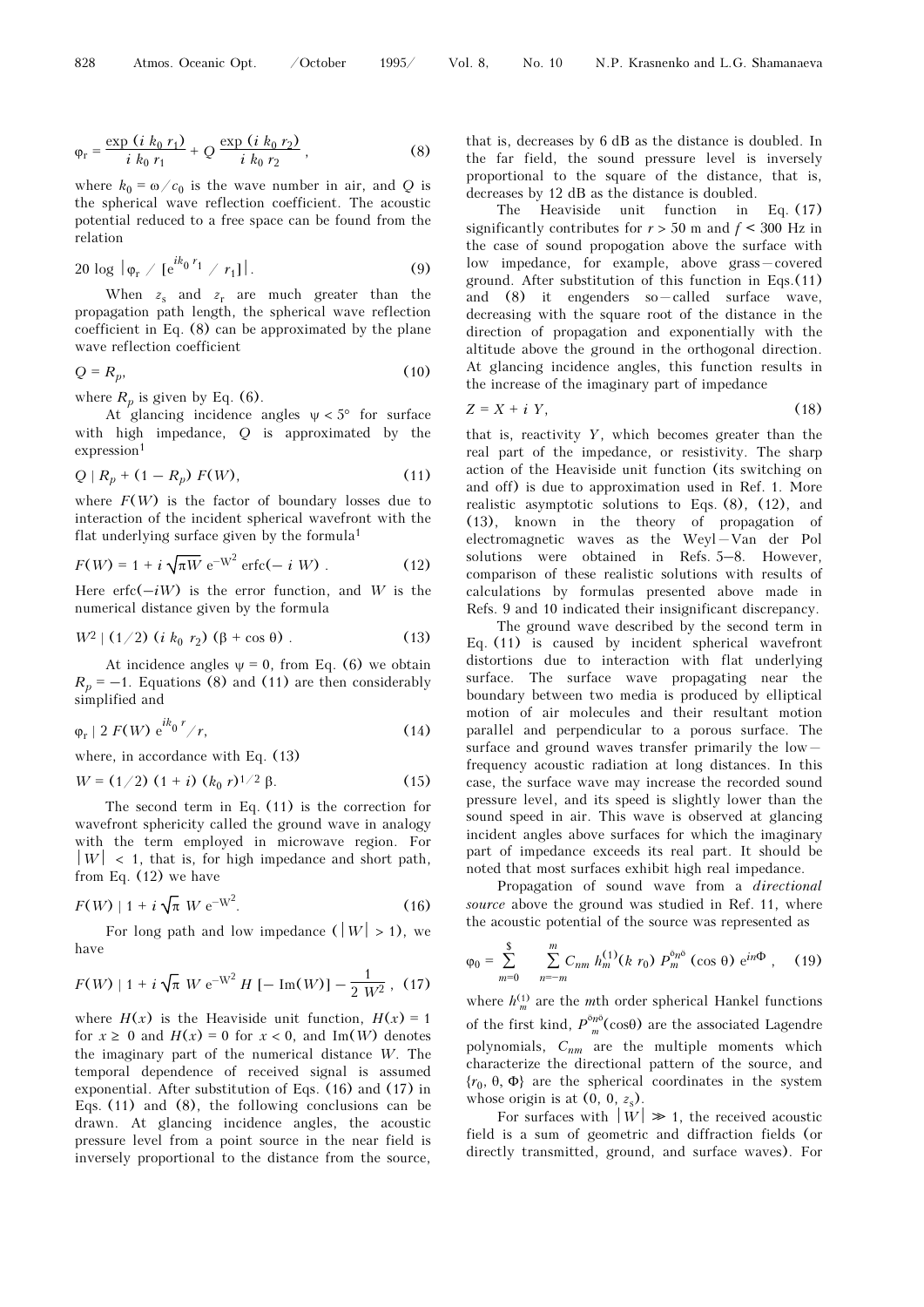$$\varphi_r = \frac{\exp(i\,k_0\,r_1)}{i\,k_0\,r_1} + Q\,\frac{\exp(i\,k_0\,r_2)}{i\,k_0\,r_2}\,, \tag{8}$$

where $k_0 = \omega/c_0$ is the wave number in air, and $Q$ is the spherical wave reflection coefficient. The acoustic potential reduced to a free space can be found from the relation

$$20\,\log\,|\varphi_r\,/\,[e^{ik_0 r_1}\,/\,r_1]|. \tag{9}$$

When $z_s$ and $z_r$ are much greater than the propagation path length, the spherical wave reflection coefficient in Eq. (8) can be approximated by the plane wave reflection coefficient

$$Q = R_p, \tag{10}$$

where $R_p$ is given by Eq. (6).

At glancing incidence angles $\psi < 5°$ for surface with high impedance, $Q$ is approximated by the expression[1]

$$Q \approx R_p + (1 - R_p)\,F(W), \tag{11}$$

where $F(W)$ is the factor of boundary losses due to interaction of the incident spherical wavefront with the flat underlying surface given by the formula[1]

$$F(W) = 1 + i\sqrt{\pi W}\,e^{-W^2}\,\mathrm{erfc}(-\,i\,W)\,. \tag{12}$$

Here $\mathrm{erfc}(-iW)$ is the error function, and $W$ is the numerical distance given by the formula

$$W^2 \approx (1/2)\,(i\,k_0\,r_2)\,(\beta + \cos\theta)\,. \tag{13}$$

At incidence angles $\psi = 0$, from Eq. (6) we obtain $R_p = -1$. Equations (8) and (11) are then considerably simplified and

$$\varphi_r \approx 2\,F(W)\,e^{ik_0 r}/r, \tag{14}$$

where, in accordance with Eq. (13)

$$W = (1/2)\,(1 + i)\,(k_0\,r)^{1/2}\,\beta. \tag{15}$$

The second term in Eq. (11) is the correction for wavefront sphericity called the ground wave in analogy with the term employed in microwave region. For $|W| < 1$, that is, for high impedance and short path, from Eq. (12) we have

$$F(W) \approx 1 + i\sqrt{\pi}\,W\,e^{-W^2}. \tag{16}$$

For long path and low impedance ($|W| > 1$), we have

$$F(W) \approx 1 + i\sqrt{\pi}\,W\,e^{-W^2}\,H\,[-\,\mathrm{Im}(W)] - \frac{1}{2\,W^2}\,, \tag{17}$$

where $H(x)$ is the Heaviside unit function, $H(x) = 1$ for $x \geq 0$ and $H(x) = 0$ for $x < 0$, and $\mathrm{Im}(W)$ denotes the imaginary part of the numerical distance $W$. The temporal dependence of received signal is assumed exponential. After substitution of Eqs. (16) and (17) in Eqs. (11) and (8), the following conclusions can be drawn. At glancing incidence angles, the acoustic pressure level from a point source in the near field is inversely proportional to the distance from the source, that is, decreases by 6 dB as the distance is doubled. In the far field, the sound pressure level is inversely proportional to the square of the distance, that is, decreases by 12 dB as the distance is doubled.

The Heaviside unit function in Eq. (17) significantly contributes for $r > 50$ m and $f < 300$ Hz in the case of sound propogation above the surface with low impedance, for example, above grass–covered ground. After substitution of this function in Eqs.(11) and (8) it engenders so–called surface wave, decreasing with the square root of the distance in the direction of propagation and exponentially with the altitude above the ground in the orthogonal direction. At glancing incidence angles, this function results in the increase of the imaginary part of impedance

$$Z = X + i\,Y, \tag{18}$$

that is, reactivity $Y$, which becomes greater than the real part of the impedance, or resistivity. The sharp action of the Heaviside unit function (its switching on and off) is due to approximation used in Ref. 1. More realistic asymptotic solutions to Eqs. (8), (12), and (13), known in the theory of propagation of electromagnetic waves as the Weyl–Van der Pol solutions were obtained in Refs. 5–8. However, comparison of these realistic solutions with results of calculations by formulas presented above made in Refs. 9 and 10 indicated their insignificant discrepancy.

The ground wave described by the second term in Eq. (11) is caused by incident spherical wavefront distortions due to interaction with flat underlying surface. The surface wave propagating near the boundary between two media is produced by elliptical motion of air molecules and their resultant motion parallel and perpendicular to a porous surface. The surface and ground waves transfer primarily the low–frequency acoustic radiation at long distances. In this case, the surface wave may increase the recorded sound pressure level, and its speed is slightly lower than the sound speed in air. This wave is observed at glancing incident angles above surfaces for which the imaginary part of impedance exceeds its real part. It should be noted that most surfaces exhibit high real impedance.

Propagation of sound wave from a *directional source* above the ground was studied in Ref. 11, where the acoustic potential of the source was represented as

$$\varphi_0 = \sum_{m=0}^{\infty}\;\sum_{n=-m}^{m} C_{nm}\,h_m^{(1)}(k\,r_0)\,P_m^{|n|}\,(\cos\theta)\,e^{in\Phi}\,, \tag{19}$$

where $h_m^{(1)}$ are the $m$th order spherical Hankel functions of the first kind, $P_m^{|n|}(\cos\theta)$ are the associated Lagendre polynomials, $C_{nm}$ are the multiple moments which characterize the directional pattern of the source, and $\{r_0, \theta, \Phi\}$ are the spherical coordinates in the system whose origin is at $(0, 0, z_s)$.

For surfaces with $|W| \gg 1$, the received acoustic field is a sum of geometric and diffraction fields (or directly transmitted, ground, and surface waves). For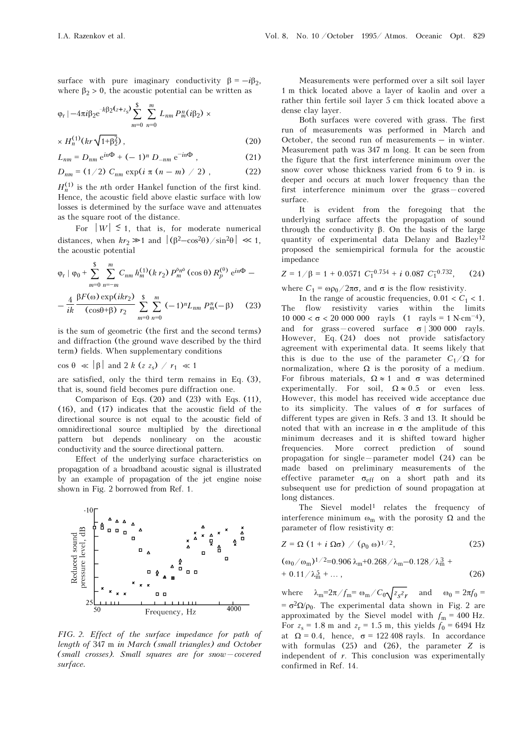surface with pure imaginary conductivity $\beta = -i\beta_2$, where $\beta_2 > 0$, the acoustic potential can be written as

$$\varphi_r \,|\, -4\pi i\beta_2 e^{-k\beta_2(z+z_s)} \sum_{m=0}^{\$} \sum_{n=0}^{m} L_{nm} P_m^n(i\beta_2) \times$$

$$\times H_n^{(1)}(kr\sqrt{1+\beta_2^2}), \tag{20}$$

$$L_{nm} = D_{nm}\, e^{in\Phi} + (-1)^n D_{-nm}\, e^{-in\Phi}, \tag{21}$$

$$D_{nm} = (1/2)\, C_{nm} \exp(i\,\pi\,(n-m)\,/\,2), \tag{22}$$

$H_n^{(1)}$ is the $n$th order Hankel function of the first kind. Hence, the acoustic field above elastic surface with low losses is determined by the surface wave and attenuates as the square root of the distance.

For $|W| \lesssim 1$, that is, for moderate numerical distances, when $kr_2 \gg 1$ and $|(\beta^2 - \cos^2\theta)/\sin^2\theta| \ll 1$, the acoustic potential

$$\varphi_r \,|\, \varphi_0 + \sum_{m=0}^{\$} \sum_{n=-m}^{m} C_{nm}\, h_m^{(1)}(k\,r_2)\, P_m^{\circ n \circ}(\cos\theta)\, R_p^{(\theta)}\, e^{in\Phi} -$$

$$-\frac{4}{ik}\frac{\beta F(\omega)\exp(ikr_2)}{(\cos\theta+\beta)\;r_2} \sum_{m=0}^{\$} \sum_{n=0}^{m} (-1)^n L_{nm}\, P_m^n(-\beta) \tag{23}$$

is the sum of geometric (the first and the second terms) and diffraction (the ground wave described by the third term) fields. When supplementary conditions

$\cos\theta \ll |\beta|$ and $2\,k\,(z\;z_s)\,/\,r_1 \ll 1$

are satisfied, only the third term remains in Eq. (3), that is, sound field becomes pure diffraction one.

Comparison of Eqs. (20) and (23) with Eqs. (11), (16), and (17) indicates that the acoustic field of the directional source is not equal to the acoustic field of omnidirectional source multiplied by the directional pattern but depends nonlineary on the acoustic conductivity and the source directional pattern.

Effect of the underlying surface characteristics on propagation of a broadband acoustic signal is illustrated by an example of propagation of the jet engine noise shown in Fig. 2 borrowed from Ref. 1.

*FIG. 2. Effect of the surface impedance for path of length of* 347 m *in March (small triangles) and October (small crosses). Small squares are for snow–covered surface.*

Measurements were performed over a silt soil layer 1 m thick located above a layer of kaolin and over a rather thin fertile soil layer 5 cm thick located above a dense clay layer.

Both surfaces were covered with grass. The first run of measurements was performed in March and October, the second run of measurements – in winter. Measurement path was 347 m long. It can be seen from the figure that the first interference minimum over the snow cover whose thickness varied from 6 to 9 in. is deeper and occurs at much lower frequency than the first interference minimum over the grass–covered surface.

It is evident from the foregoing that the underlying surface affects the propagation of sound through the conductivity $\beta$. On the basis of the large quantity of experimental data Delany and Bazley[12] proposed the semiempirical formula for the acoustic impedance

$$Z = 1/\beta = 1 + 0.0571\, C_1^{-0.754} + i\; 0.087\, C_1^{-0.732}, \tag{24}$$

where $C_1 = \omega\rho_0/2\pi\sigma$, and $\sigma$ is the flow resistivity.

In the range of acoustic frequencies, $0.01 < C_1 < 1$. The flow resistivity varies within the limits $10\,000 < \sigma < 20\,000\,000$ rayls ($1$ rayls $= 1$ N·cm$^{-4}$), and for grass–covered surface $\sigma \,|\, 300\,000$ rayls. However, Eq. (24) does not provide satisfactory agreement with experimental data. It seems likely that this is due to the use of the parameter $C_1/\Omega$ for normalization, where $\Omega$ is the porosity of a medium. For fibrous materials, $\Omega \approx 1$ and $\sigma$ was determined experimentally. For soil, $\Omega \approx 0.5$ or even less. However, this model has received wide acceptance due to its simplicity. The values of $\sigma$ for surfaces of different types are given in Refs. 3 and 13. It should be noted that with an increase in $\sigma$ the amplitude of this minimum decreases and it is shifted toward higher frequencies. More correct prediction of sound propagation for single–parameter model (24) can be made based on preliminary measurements of the effective parameter $\sigma_{\rm eff}$ on a short path and its subsequent use for prediction of sound propagation at long distances.

The Sievel model[1] relates the frequency of interference minimum $\omega_m$ with the porosity $\Omega$ and the parameter of flow resistivity $\sigma$:

$$Z = \Omega\,(1 + i\,\Omega\sigma)\,/\,(\rho_0\,\omega)^{1/2}, \tag{25}$$

$$(\omega_0/\omega_m)^{1/2} = 0.906\,\lambda_m + 0.268/\lambda_m - 0.128/\lambda_m^3 + 0.11/\lambda_m^5 + \ldots, \tag{26}$$

where $\lambda_m = 2\pi/f_m = \omega_m/C_0\sqrt{z_s z_r}$ and $\omega_0 = 2\pi f_0 = \sigma^2\Omega/\rho_0$. The experimental data shown in Fig. 2 are approximated by the Sievel model with $f_m = 400$ Hz. For $z_s = 1.8$ m and $z_r = 1.5$ m, this yields $f_0 = 6494$ Hz at $\Omega = 0.4$, hence, $\sigma = 122\,408$ rayls. In accordance with formulas (25) and (26), the parameter $Z$ is independent of $r$. This conclusion was experimentally confirmed in Ref. 14.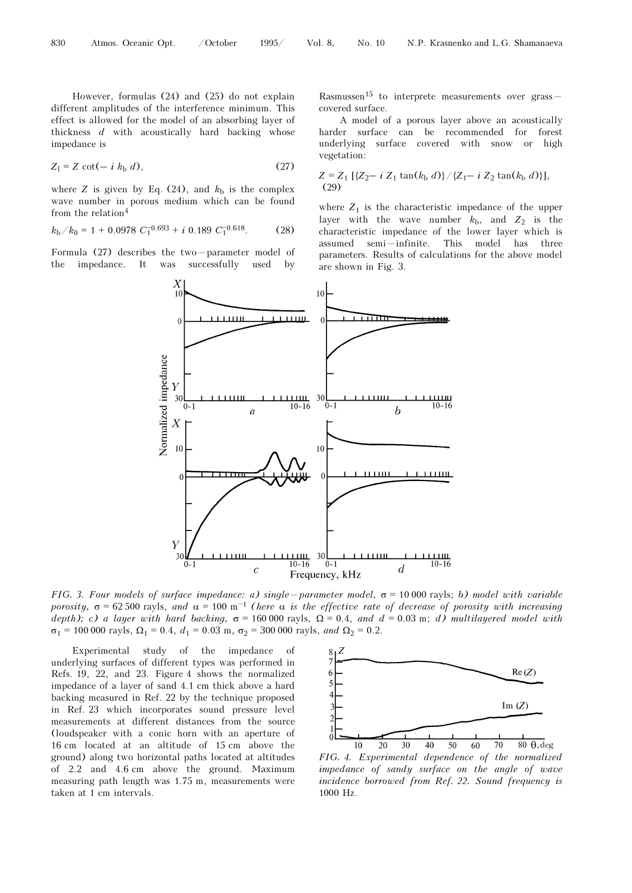However, formulas (24) and (25) do not explain different amplitudes of the interference minimum. This effect is allowed for the model of an absorbing layer of thickness $d$ with acoustically hard backing whose impedance is

$$Z_1 = Z \cot(-\, i\, k_\mathrm{b}\, d), \tag{27}$$

where $Z$ is given by Eq. (24), and $k_\mathrm{b}$ is the complex wave number in porous medium which can be found from the relation[4]

$$k_\mathrm{b}/k_0 = 1 + 0.0978\; C_1^{-0.693} + i\; 0.189\; C_1^{-0.618}. \tag{28}$$

Formula (27) describes the two–parameter model of the impedance. It was successfully used by Rasmussen[15] to interprete measurements over grass–covered surface.

A model of a porous layer above an acoustically harder surface can be recommended for forest underlying surface covered with snow or high vegetation:

$$Z = Z_1\; [\{Z_2 -\, i\, Z_1 \tan(k_\mathrm{b}\, d)\}/\{Z_1 -\, i\, Z_2 \tan(k_\mathrm{b}\, d)\}], \tag{29}$$

where $Z_1$ is the characteristic impedance of the upper layer with the wave number $k_\mathrm{b}$, and $Z_2$ is the characteristic impedance of the lower layer which is assumed semi–infinite. This model has three parameters. Results of calculations for the above model are shown in Fig. 3.

*FIG. 3. Four models of surface impedance: a) single–parameter model,* $\sigma$ *= 10 000 rayls; b) model with variable porosity,* $\sigma$ *= 62 500 rayls, and* $\alpha = 100\ \mathrm{m}^{-1}$ *(here* $\alpha$ *is the effective rate of decrease of porosity with increasing depth); c) a layer with hard backing,* $\sigma$ *= 160 000 rayls,* $\Omega$ *= 0.4, and* $d$ *= 0.03 m; d) multilayered model with* $\sigma_1$ *= 100 000 rayls,* $\Omega_1$ *= 0.4,* $d_1$ *= 0.03 m,* $\sigma_2$ *= 300 000 rayls, and* $\Omega_2$ *= 0.2.*

Experimental study of the impedance of underlying surfaces of different types was performed in Refs. 19, 22, and 23. Figure 4 shows the normalized impedance of a layer of sand 4.1 cm thick above a hard backing measured in Ref. 22 by the technique proposed in Ref. 23 which incorporates sound pressure level measurements at different distances from the source (loudspeaker with a conic horn with an aperture of 16 cm located at an altitude of 15 cm above the ground) along two horizontal paths located at altitudes of 2.2 and 4.6 cm above the ground. Maximum measuring path length was 1.75 m, measurements were taken at 1 cm intervals.

*FIG. 4. Experimental dependence of the normalized impedance of sandy surface on the angle of wave incidence borrowed from Ref. 22. Sound frequency is 1000 Hz.*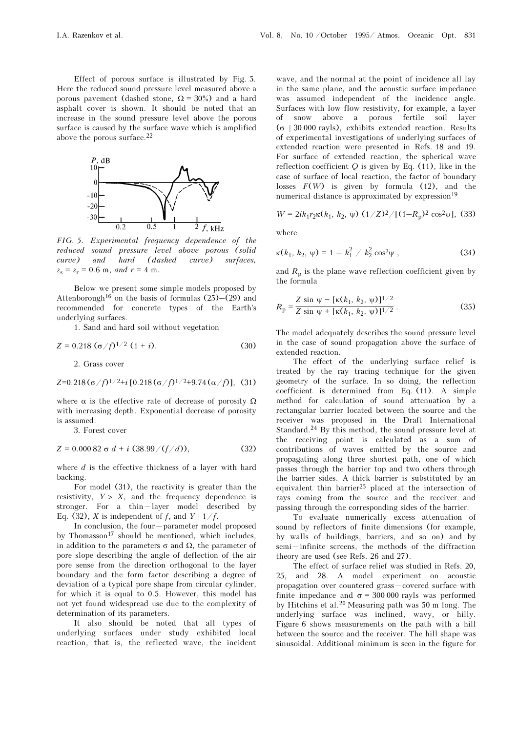Effect of porous surface is illustrated by Fig. 5. Here the reduced sound pressure level measured above a porous pavement (dashed stone, $\Omega = 30\%$) and a hard asphalt cover is shown. It should be noted that an increase in the sound pressure level above the porous surface is caused by the surface wave which is amplified above the porous surface.[22]

*FIG. 5. Experimental frequency dependence of the reduced sound pressure level above porous (solid curve) and hard (dashed curve) surfaces, $z_s = z_r = 0.6$ m, and $r = 4$ m.*

Below we present some simple models proposed by Attenborough[16] on the basis of formulas (25)–(29) and recommended for concrete types of the Earth's underlying surfaces.

1. Sand and hard soil without vegetation

$$Z = 0.218\,(\sigma/f)^{1/2}\,(1 + i). \tag{30}$$

2. Grass cover

$$Z = 0.218\,(\sigma/f)^{1/2} + i\,[0.218\,(\sigma/f)^{1/2} + 9.74\,(\alpha/f)], \tag{31}$$

where $\alpha$ is the effective rate of decrease of porosity $\Omega$ with increasing depth. Exponential decrease of porosity is assumed.

3. Forest cover

$$Z = 0.000\,82\,\sigma\,d + i\,(38.99/(f/d)), \tag{32}$$

where $d$ is the effective thickness of a layer with hard backing.

For model (31), the reactivity is greater than the resistivity, $Y > X$, and the frequency dependence is stronger. For a thin–layer model described by Eq. (32), $X$ is independent of $f$, and $Y \mid 1/f$.

In conclusion, the four–parameter model proposed by Thomasson[17] should be mentioned, which includes, in addition to the parameters $\sigma$ and $\Omega$, the parameter of pore slope describing the angle of deflection of the air pore sense from the direction orthogonal to the layer boundary and the form factor describing a degree of deviation of a typical pore shape from circular cylinder, for which it is equal to 0.5. However, this model has not yet found widespread use due to the complexity of determination of its parameters.

It also should be noted that all types of underlying surfaces under study exhibited local reaction, that is, the reflected wave, the incident wave, and the normal at the point of incidence all lay in the same plane, and the acoustic surface impedance was assumed independent of the incidence angle. Surfaces with low flow resistivity, for example, a layer of snow above a porous fertile soil layer ($\sigma \mid 30\,000$ rayls), exhibits extended reaction. Results of experimental investigations of underlying surfaces of extended reaction were presented in Refs. 18 and 19. For surface of extended reaction, the spherical wave reflection coefficient $Q$ is given by Eq. (11), like in the case of surface of local reaction, the factor of boundary losses $F(W)$ is given by formula (12), and the numerical distance is approximated by expression[19]

$$W = 2ik_1r_2\kappa(k_1, k_2, \psi)\,(1/Z)^2/[(1-R_p)^2\cos^2\psi], \tag{33}$$

where

$$\kappa(k_1, k_2, \psi) = 1 - k_1^2\,/\,k_2^2\cos^2\psi\,, \tag{34}$$

and $R_p$ is the plane wave reflection coefficient given by the formula

$$R_p = \frac{Z\sin\psi - [\kappa(k_1, k_2, \psi)]^{1/2}}{Z\sin\psi + [\kappa(k_1, k_2, \psi)]^{1/2}}\,. \tag{35}$$

The model adequately describes the sound pressure level in the case of sound propagation above the surface of extended reaction.

The effect of the underlying surface relief is treated by the ray tracing technique for the given geometry of the surface. In so doing, the reflection coefficient is determined from Eq. (11). A simple method for calculation of sound attenuation by a rectangular barrier located between the source and the receiver was proposed in the Draft International Standard.[24] By this method, the sound pressure level at the receiving point is calculated as a sum of contributions of waves emitted by the source and propagating along three shortest path, one of which passes through the barrier top and two others through the barrier sides. A thick barrier is substituted by an equivalent thin barrier[25] placed at the intersection of rays coming from the source and the receiver and passing through the corresponding sides of the barrier.

To evaluate numerically excess attenuation of sound by reflectors of finite dimensions (for example, by walls of buildings, barriers, and so on) and by semi–infinite screens, the methods of the diffraction theory are used (see Refs. 26 and 27).

The effect of surface relief was studied in Refs. 20, 25, and 28. A model experiment on acoustic propagation over countered grass–covered surface with finite impedance and $\sigma = 300\,000$ rayls was performed by Hitchins et al.[20] Measuring path was 50 m long. The underlying surface was inclined, wavy, or hilly. Figure 6 shows measurements on the path with a hill between the source and the receiver. The hill shape was sinusoidal. Additional minimum is seen in the figure for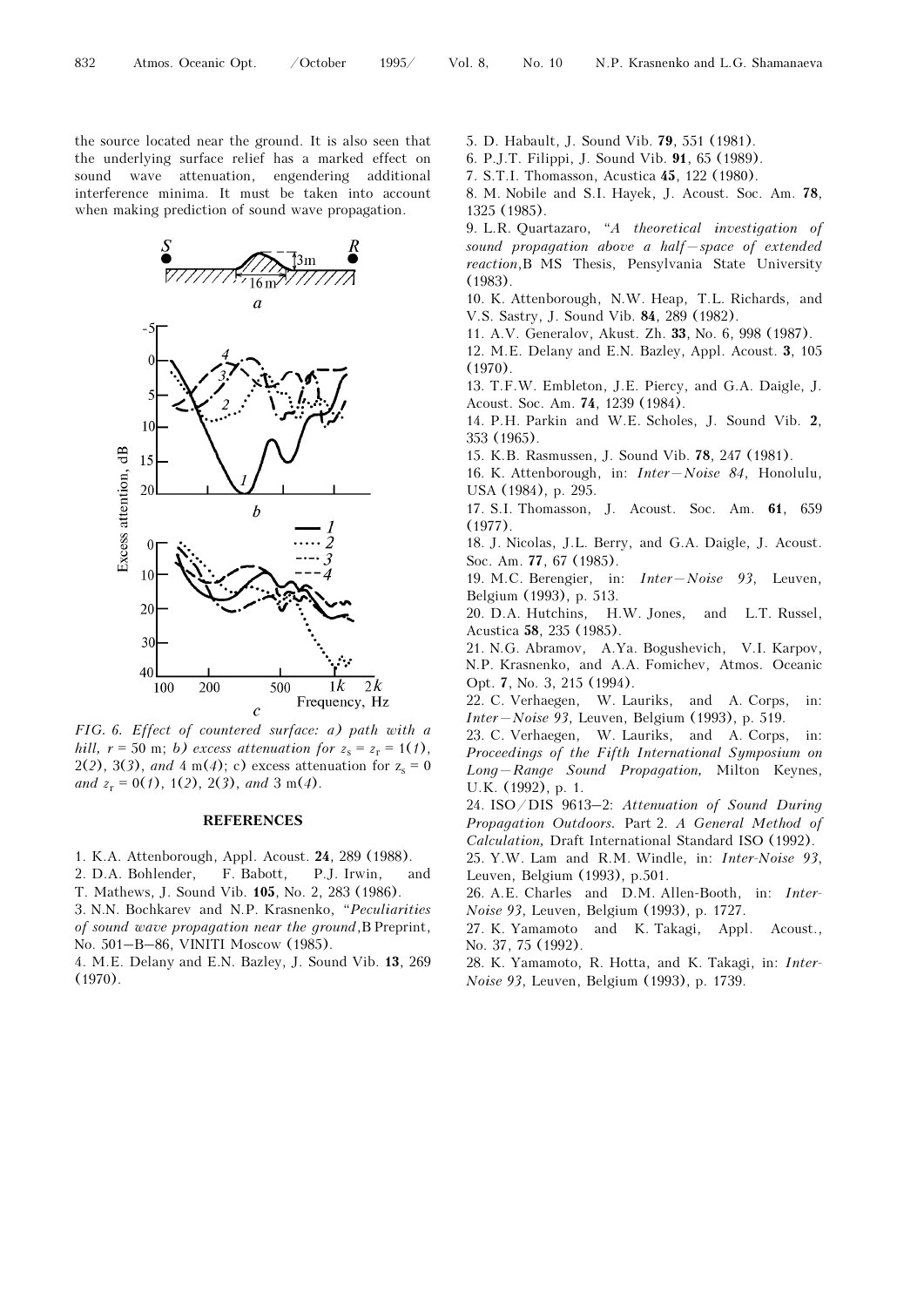the source located near the ground. It is also seen that the underlying surface relief has a marked effect on sound wave attenuation, engendering additional interference minima. It must be taken into account when making prediction of sound wave propagation.

S R
3m
16 m
*a*

Excess attention, dB
-5
0
5
10
15
20
*b*

0
10
20
30
40
100 200 500 1*k* 2*k*
Frequency, Hz
*c*

*FIG. 6. Effect of countered surface: a) path with a hill,* $r = 50$ m; *b) excess attenuation for* $z_s = z_r = 1(1)$, $2(2)$, $3(3)$, *and* 4 m(*4*); c) excess attenuation for $z_s = 0$ *and* $z_r = 0(1)$, $1(2)$, $2(3)$, *and* 3 m(*4*).

## REFERENCES

1. K.A. Attenborough, Appl. Acoust. **24**, 289 (1988).
2. D.A. Bohlender, F. Babott, P.J. Irwin, and T. Mathews, J. Sound Vib. **105**, No. 2, 283 (1986).
3. N.N. Bochkarev and N.P. Krasnenko, "*Peculiarities of sound wave propagation near the ground*,B Preprint, No. 501–B–86, VINITI Moscow (1985).
4. M.E. Delany and E.N. Bazley, J. Sound Vib. **13**, 269 (1970).
5. D. Habault, J. Sound Vib. **79**, 551 (1981).
6. P.J.T. Filippi, J. Sound Vib. **91**, 65 (1989).
7. S.T.I. Thomasson, Acustica **45**, 122 (1980).
8. M. Nobile and S.I. Hayek, J. Acoust. Soc. Am. **78**, 1325 (1985).
9. L.R. Quartazaro, "*A theoretical investigation of sound propagation above a half–space of extended reaction*,B MS Thesis, Pensylvania State University (1983).
10. K. Attenborough, N.W. Heap, T.L. Richards, and V.S. Sastry, J. Sound Vib. **84**, 289 (1982).
11. A.V. Generalov, Akust. Zh. **33**, No. 6, 998 (1987).
12. M.E. Delany and E.N. Bazley, Appl. Acoust. **3**, 105 (1970).
13. T.F.W. Embleton, J.E. Piercy, and G.A. Daigle, J. Acoust. Soc. Am. **74**, 1239 (1984).
14. P.H. Parkin and W.E. Scholes, J. Sound Vib. **2**, 353 (1965).
15. K.B. Rasmussen, J. Sound Vib. **78**, 247 (1981).
16. K. Attenborough, in: *Inter–Noise 84*, Honolulu, USA (1984), p. 295.
17. S.I. Thomasson, J. Acoust. Soc. Am. **61**, 659 (1977).
18. J. Nicolas, J.L. Berry, and G.A. Daigle, J. Acoust. Soc. Am. **77**, 67 (1985).
19. M.C. Berengier, in: *Inter–Noise 93*, Leuven, Belgium (1993), p. 513.
20. D.A. Hutchins, H.W. Jones, and L.T. Russel, Acustica **58**, 235 (1985).
21. N.G. Abramov, A.Ya. Bogushevich, V.I. Karpov, N.P. Krasnenko, and A.A. Fomichev, Atmos. Oceanic Opt. **7**, No. 3, 215 (1994).
22. C. Verhaegen, W. Lauriks, and A. Corps, in: *Inter–Noise 93*, Leuven, Belgium (1993), p. 519.
23. C. Verhaegen, W. Lauriks, and A. Corps, in: *Proceedings of the Fifth International Symposium on Long–Range Sound Propagation,* Milton Keynes, U.K. (1992), p. 1.
24. ISO/DIS 9613–2: *Attenuation of Sound During Propagation Outdoors.* Part 2. *A General Method of Calculation,* Draft International Standard ISO (1992).
25. Y.W. Lam and R.M. Windle, in: *Inter-Noise 93*, Leuven, Belgium (1993), p.501.
26. A.E. Charles and D.M. Allen-Booth, in: *Inter-Noise 93*, Leuven, Belgium (1993), p. 1727.
27. K. Yamamoto and K. Takagi, Appl. Acoust., No. 37, 75 (1992).
28. K. Yamamoto, R. Hotta, and K. Takagi, in: *Inter-Noise 93*, Leuven, Belgium (1993), p. 1739.